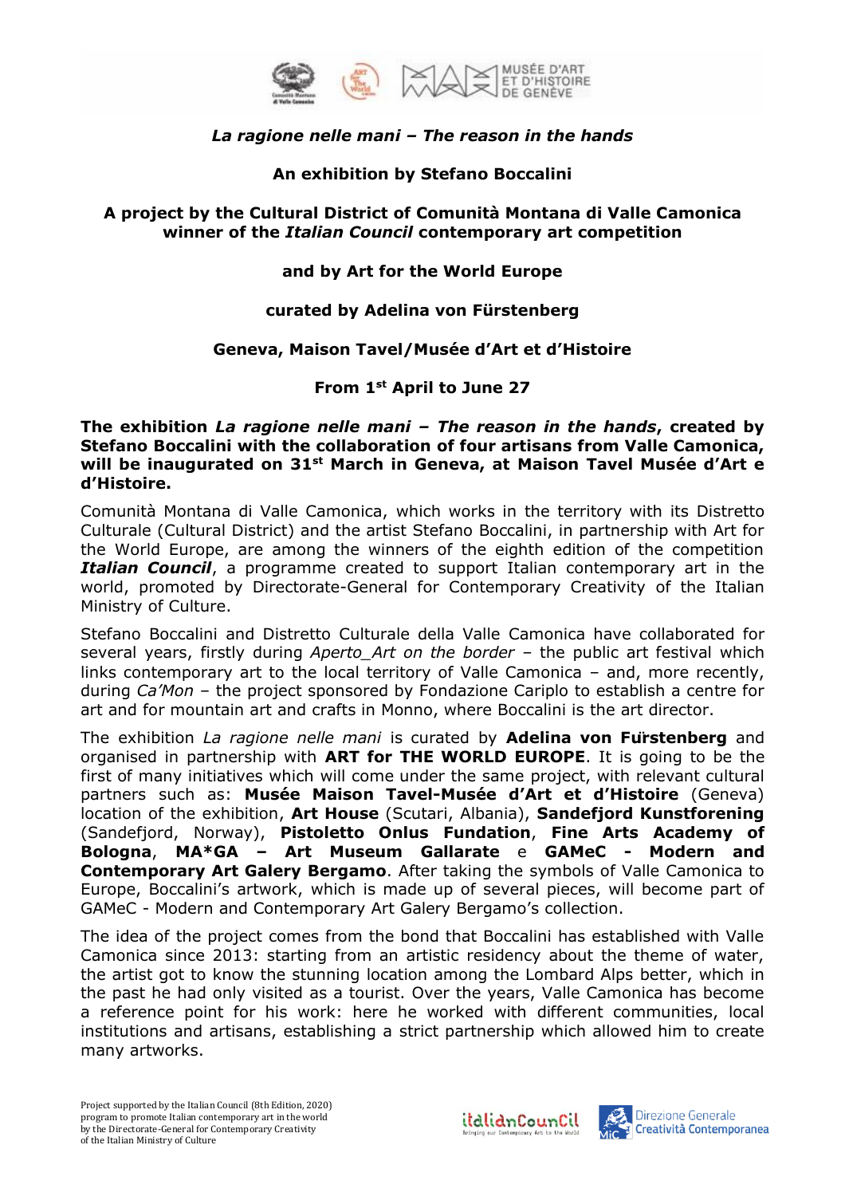***La ragione nelle mani – The reason in the hands***

**An exhibition by Stefano Boccalini**

**A project by the Cultural District of Comunità Montana di Valle Camonica winner of the *Italian Council* contemporary art competition**

**and by Art for the World Europe**

**curated by Adelina von Fürstenberg**

**Geneva, Maison Tavel/Musée d'Art et d'Histoire**

**From 1st April to June 27**

**The exhibition *La ragione nelle mani – The reason in the hands*, created by Stefano Boccalini with the collaboration of four artisans from Valle Camonica, will be inaugurated on 31st March in Geneva, at Maison Tavel Musée d'Art e d'Histoire.**

Comunità Montana di Valle Camonica, which works in the territory with its Distretto Culturale (Cultural District) and the artist Stefano Boccalini, in partnership with Art for the World Europe, are among the winners of the eighth edition of the competition ***Italian Council***, a programme created to support Italian contemporary art in the world, promoted by Directorate-General for Contemporary Creativity of the Italian Ministry of Culture.

Stefano Boccalini and Distretto Culturale della Valle Camonica have collaborated for several years, firstly during *Aperto_Art on the border* – the public art festival which links contemporary art to the local territory of Valle Camonica – and, more recently, during *Ca'Mon* – the project sponsored by Fondazione Cariplo to establish a centre for art and for mountain art and crafts in Monno, where Boccalini is the art director.

The exhibition *La ragione nelle mani* is curated by **Adelina von Fürstenberg** and organised in partnership with **ART for THE WORLD EUROPE**. It is going to be the first of many initiatives which will come under the same project, with relevant cultural partners such as: **Musée Maison Tavel-Musée d'Art et d'Histoire** (Geneva) location of the exhibition, **Art House** (Scutari, Albania), **Sandefjord Kunstforening** (Sandefjord, Norway), **Pistoletto Onlus Fundation**, **Fine Arts Academy of Bologna**, **MA*GA – Art Museum Gallarate** e **GAMeC - Modern and Contemporary Art Galery Bergamo**. After taking the symbols of Valle Camonica to Europe, Boccalini's artwork, which is made up of several pieces, will become part of GAMeC - Modern and Contemporary Art Galery Bergamo's collection.

The idea of the project comes from the bond that Boccalini has established with Valle Camonica since 2013: starting from an artistic residency about the theme of water, the artist got to know the stunning location among the Lombard Alps better, which in the past he had only visited as a tourist. Over the years, Valle Camonica has become a reference point for his work: here he worked with different communities, local institutions and artisans, establishing a strict partnership which allowed him to create many artworks.

Project supported by the Italian Council (8th Edition, 2020) program to promote Italian contemporary art in the world by the Directorate-General for Contemporary Creativity of the Italian Ministry of Culture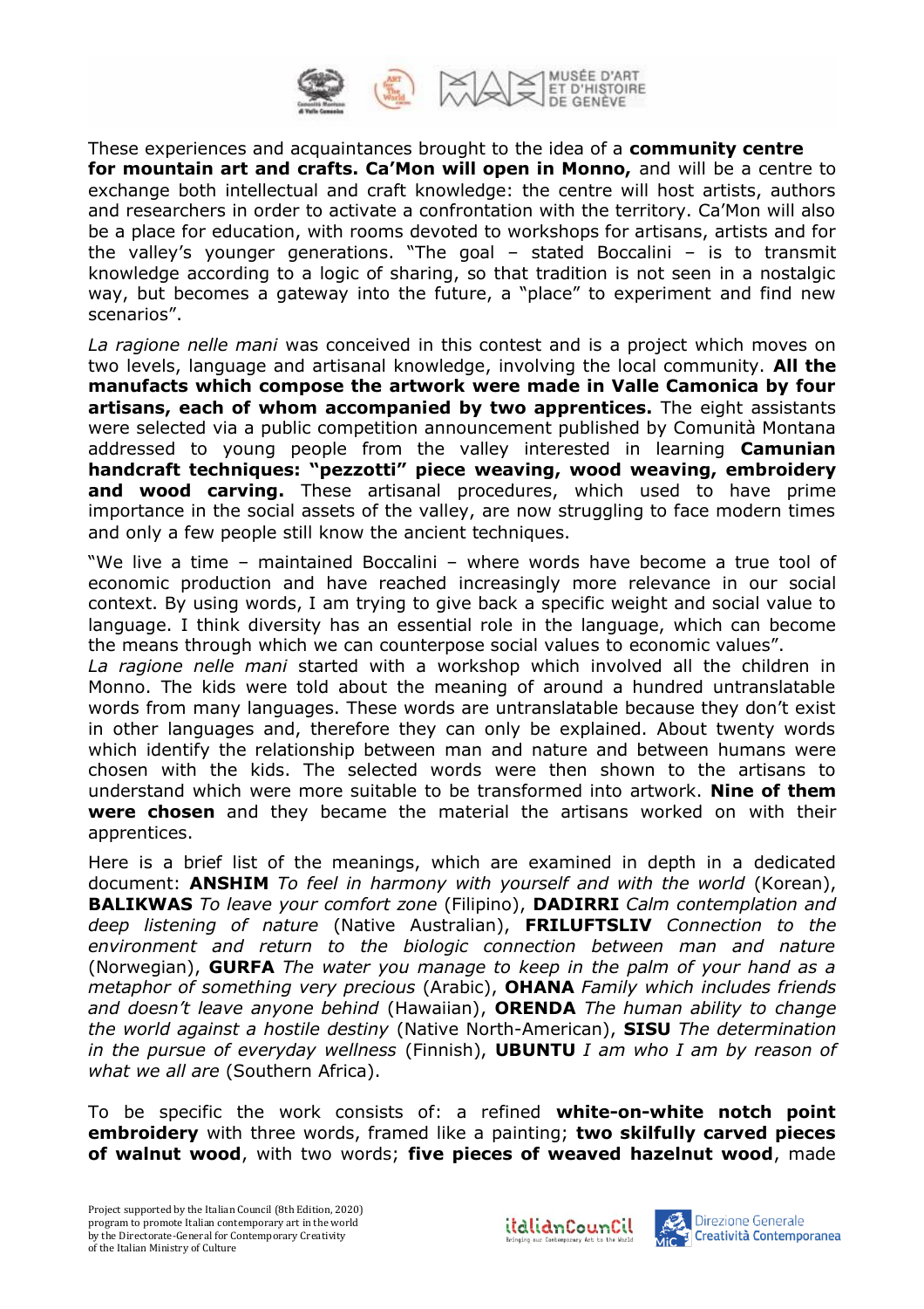These experiences and acquaintances brought to the idea of a **community centre for mountain art and crafts. Ca'Mon will open in Monno,** and will be a centre to exchange both intellectual and craft knowledge: the centre will host artists, authors and researchers in order to activate a confrontation with the territory. Ca'Mon will also be a place for education, with rooms devoted to workshops for artisans, artists and for the valley's younger generations. "The goal – stated Boccalini – is to transmit knowledge according to a logic of sharing, so that tradition is not seen in a nostalgic way, but becomes a gateway into the future, a "place" to experiment and find new scenarios".

*La ragione nelle mani* was conceived in this contest and is a project which moves on two levels, language and artisanal knowledge, involving the local community. **All the manufacts which compose the artwork were made in Valle Camonica by four artisans, each of whom accompanied by two apprentices.** The eight assistants were selected via a public competition announcement published by Comunità Montana addressed to young people from the valley interested in learning **Camunian handcraft techniques: "pezzotti" piece weaving, wood weaving, embroidery and wood carving.** These artisanal procedures, which used to have prime importance in the social assets of the valley, are now struggling to face modern times and only a few people still know the ancient techniques.

"We live a time – maintained Boccalini – where words have become a true tool of economic production and have reached increasingly more relevance in our social context. By using words, I am trying to give back a specific weight and social value to language. I think diversity has an essential role in the language, which can become the means through which we can counterpose social values to economic values".
*La ragione nelle mani* started with a workshop which involved all the children in Monno. The kids were told about the meaning of around a hundred untranslatable words from many languages. These words are untranslatable because they don't exist in other languages and, therefore they can only be explained. About twenty words which identify the relationship between man and nature and between humans were chosen with the kids. The selected words were then shown to the artisans to understand which were more suitable to be transformed into artwork. **Nine of them were chosen** and they became the material the artisans worked on with their apprentices.

Here is a brief list of the meanings, which are examined in depth in a dedicated document: **ANSHIM** *To feel in harmony with yourself and with the world* (Korean), **BALIKWAS** *To leave your comfort zone* (Filipino), **DADIRRI** *Calm contemplation and deep listening of nature* (Native Australian), **FRILUFTSLIV** *Connection to the environment and return to the biologic connection between man and nature* (Norwegian), **GURFA** *The water you manage to keep in the palm of your hand as a metaphor of something very precious* (Arabic), **OHANA** *Family which includes friends and doesn't leave anyone behind* (Hawaiian), **ORENDA** *The human ability to change the world against a hostile destiny* (Native North-American), **SISU** *The determination in the pursue of everyday wellness* (Finnish), **UBUNTU** *I am who I am by reason of what we all are* (Southern Africa).

To be specific the work consists of: a refined **white-on-white notch point embroidery** with three words, framed like a painting; **two skilfully carved pieces of walnut wood**, with two words; **five pieces of weaved hazelnut wood**, made

Project supported by the Italian Council (8th Edition, 2020) program to promote Italian contemporary art in the world by the Directorate-General for Contemporary Creativity of the Italian Ministry of Culture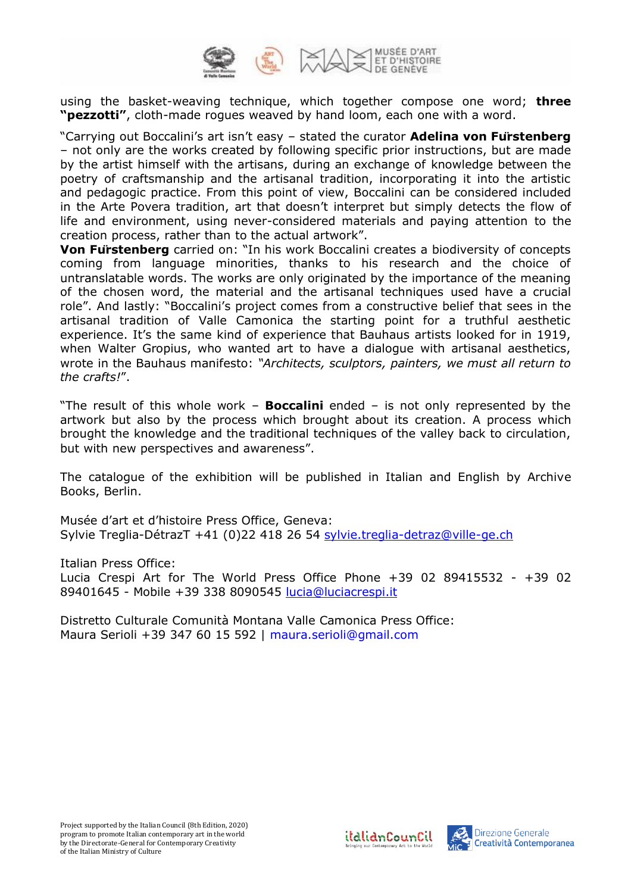using the basket-weaving technique, which together compose one word; **three "pezzotti"**, cloth-made rogues weaved by hand loom, each one with a word.

"Carrying out Boccalini's art isn't easy – stated the curator **Adelina von Fürstenberg** – not only are the works created by following specific prior instructions, but are made by the artist himself with the artisans, during an exchange of knowledge between the poetry of craftsmanship and the artisanal tradition, incorporating it into the artistic and pedagogic practice. From this point of view, Boccalini can be considered included in the Arte Povera tradition, art that doesn't interpret but simply detects the flow of life and environment, using never-considered materials and paying attention to the creation process, rather than to the actual artwork".
**Von Fürstenberg** carried on: "In his work Boccalini creates a biodiversity of concepts coming from language minorities, thanks to his research and the choice of untranslatable words. The works are only originated by the importance of the meaning of the chosen word, the material and the artisanal techniques used have a crucial role". And lastly: "Boccalini's project comes from a constructive belief that sees in the artisanal tradition of Valle Camonica the starting point for a truthful aesthetic experience. It's the same kind of experience that Bauhaus artists looked for in 1919, when Walter Gropius, who wanted art to have a dialogue with artisanal aesthetics, wrote in the Bauhaus manifesto: *"Architects, sculptors, painters, we must all return to the crafts!*".

"The result of this whole work – **Boccalini** ended – is not only represented by the artwork but also by the process which brought about its creation. A process which brought the knowledge and the traditional techniques of the valley back to circulation, but with new perspectives and awareness".

The catalogue of the exhibition will be published in Italian and English by Archive Books, Berlin.

Musée d'art et d'histoire Press Office, Geneva:
Sylvie Treglia-DétrazT +41 (0)22 418 26 54 sylvie.treglia-detraz@ville-ge.ch

Italian Press Office:
Lucia Crespi Art for The World Press Office Phone +39 02 89415532 - +39 02 89401645 - Mobile +39 338 8090545 lucia@luciacrespi.it

Distretto Culturale Comunità Montana Valle Camonica Press Office:
Maura Serioli +39 347 60 15 592 | maura.serioli@gmail.com

Project supported by the Italian Council (8th Edition, 2020) program to promote Italian contemporary art in the world by the Directorate-General for Contemporary Creativity of the Italian Ministry of Culture